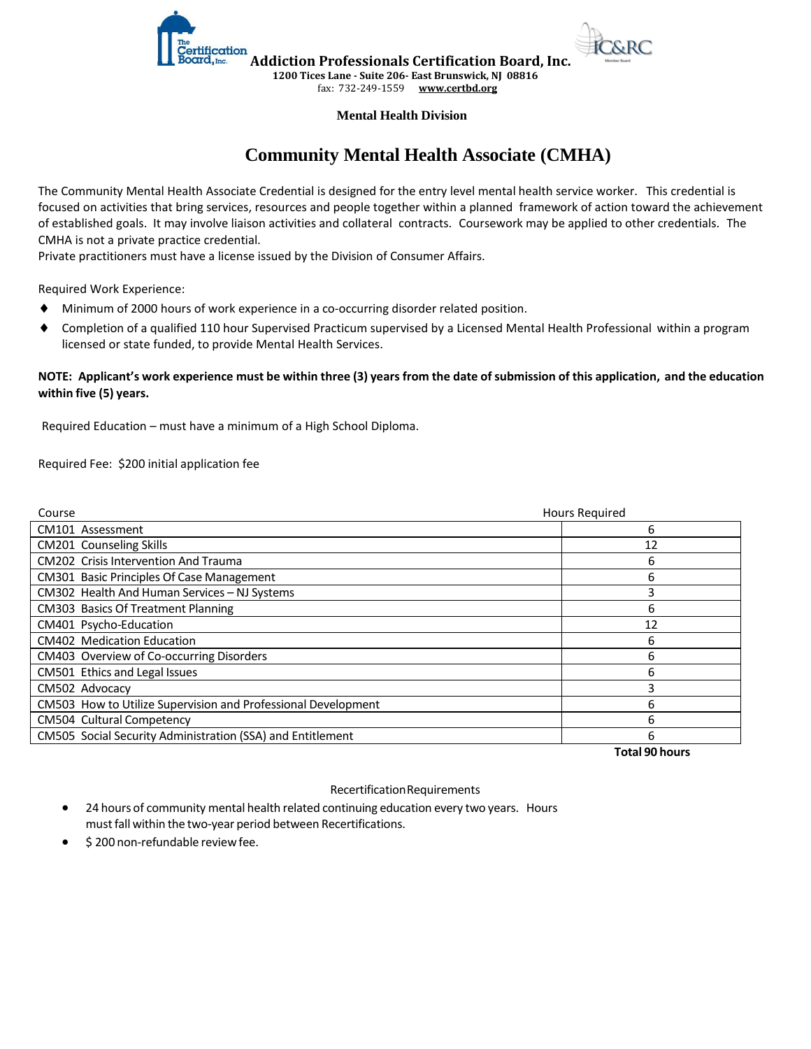**Addiction Professionals Certification Board, Inc.**
**1200 Tices Lane - Suite 206- East Brunswick, NJ 08816**
fax: 732-249-1559 **www.certbd.org**

**Mental Health Division**

# Community Mental Health Associate (CMHA)

The Community Mental Health Associate Credential is designed for the entry level mental health service worker. This credential is focused on activities that bring services, resources and people together within a planned framework of action toward the achievement of established goals. It may involve liaison activities and collateral contracts. Coursework may be applied to other credentials. The CMHA is not a private practice credential.
Private practitioners must have a license issued by the Division of Consumer Affairs.

Required Work Experience:

- Minimum of 2000 hours of work experience in a co-occurring disorder related position.
- Completion of a qualified 110 hour Supervised Practicum supervised by a Licensed Mental Health Professional within a program licensed or state funded, to provide Mental Health Services.

**NOTE: Applicant's work experience must be within three (3) years from the date of submission of this application, and the education within five (5) years.**

Required Education – must have a minimum of a High School Diploma.

Required Fee: $200 initial application fee

| Course | Hours Required |
|---|---|
| CM101 Assessment | 6 |
| CM201 Counseling Skills | 12 |
| CM202 Crisis Intervention And Trauma | 6 |
| CM301 Basic Principles Of Case Management | 6 |
| CM302 Health And Human Services – NJ Systems | 3 |
| CM303 Basics Of Treatment Planning | 6 |
| CM401 Psycho-Education | 12 |
| CM402 Medication Education | 6 |
| CM403 Overview of Co-occurring Disorders | 6 |
| CM501 Ethics and Legal Issues | 6 |
| CM502 Advocacy | 3 |
| CM503 How to Utilize Supervision and Professional Development | 6 |
| CM504 Cultural Competency | 6 |
| CM505 Social Security Administration (SSA) and Entitlement | 6 |
| | **Total 90 hours** |

Recertification Requirements

- 24 hours of community mental health related continuing education every two years. Hours must fall within the two-year period between Recertifications.
- $ 200 non-refundable review fee.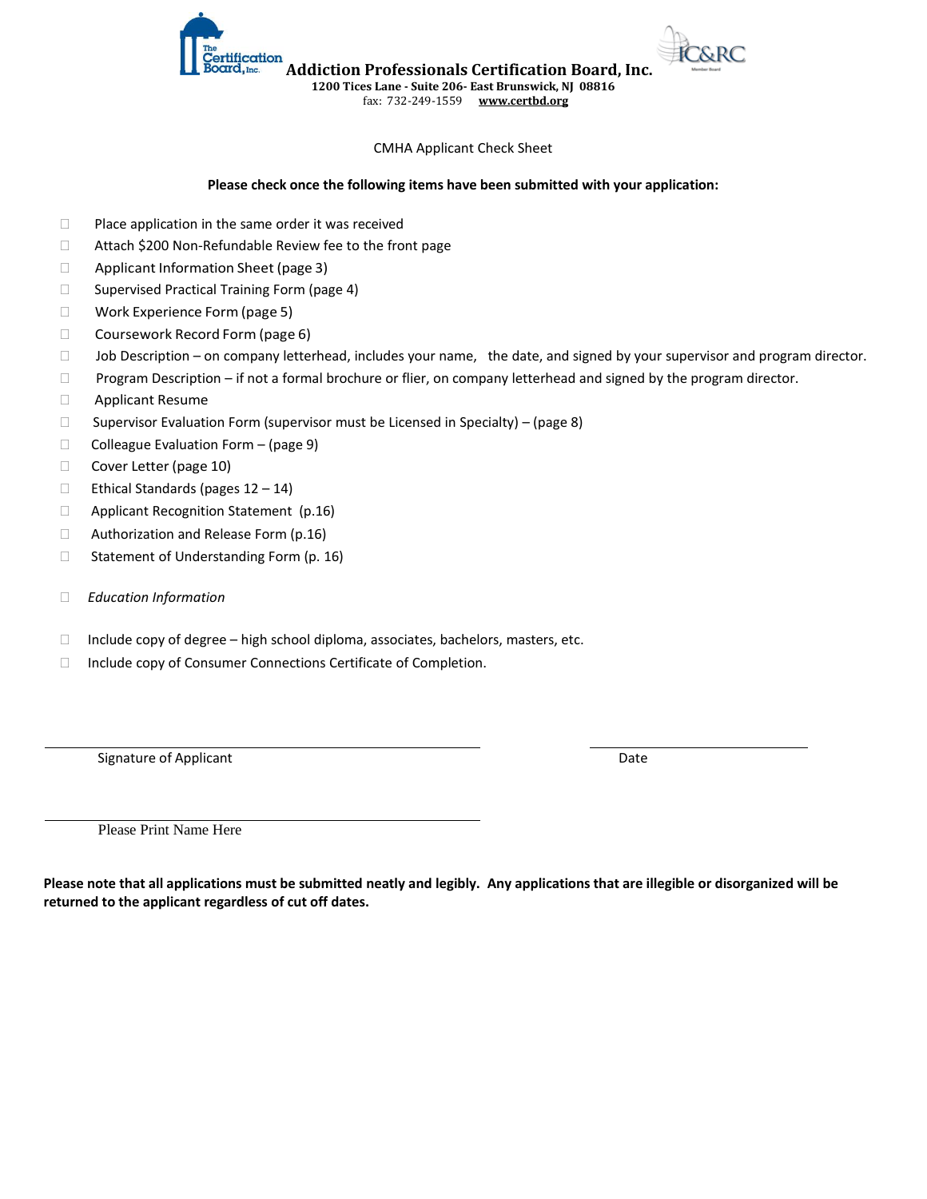**Addiction Professionals Certification Board, Inc.**
**1200 Tices Lane - Suite 206- East Brunswick, NJ 08816**
fax: 732-249-1559 **www.certbd.org**

CMHA Applicant Check Sheet

**Please check once the following items have been submitted with your application:**

- ☐ Place application in the same order it was received
- ☐ Attach $200 Non-Refundable Review fee to the front page
- ☐ Applicant Information Sheet (page 3)
- ☐ Supervised Practical Training Form (page 4)
- ☐ Work Experience Form (page 5)
- ☐ Coursework Record Form (page 6)
- ☐ Job Description – on company letterhead, includes your name, the date, and signed by your supervisor and program director.
- ☐ Program Description – if not a formal brochure or flier, on company letterhead and signed by the program director.
- ☐ Applicant Resume
- ☐ Supervisor Evaluation Form (supervisor must be Licensed in Specialty) – (page 8)
- ☐ Colleague Evaluation Form – (page 9)
- ☐ Cover Letter (page 10)
- ☐ Ethical Standards (pages 12 – 14)
- ☐ Applicant Recognition Statement (p.16)
- ☐ Authorization and Release Form (p.16)
- ☐ Statement of Understanding Form (p. 16)

- ☐ *Education Information*

- ☐ Include copy of degree – high school diploma, associates, bachelors, masters, etc.
- ☐ Include copy of Consumer Connections Certificate of Completion.

\_\_\_\_\_\_\_\_\_\_\_\_\_\_\_\_\_\_\_\_\_\_\_\_\_\_\_\_\_\_\_\_\_\_\_\_\_\_\_\_ \_\_\_\_\_\_\_\_\_\_\_\_\_\_\_\_\_\_\_\_
Signature of Applicant Date

\_\_\_\_\_\_\_\_\_\_\_\_\_\_\_\_\_\_\_\_\_\_\_\_\_\_\_\_\_\_\_\_\_\_\_\_\_\_\_\_
Please Print Name Here

**Please note that all applications must be submitted neatly and legibly. Any applications that are illegible or disorganized will be returned to the applicant regardless of cut off dates.**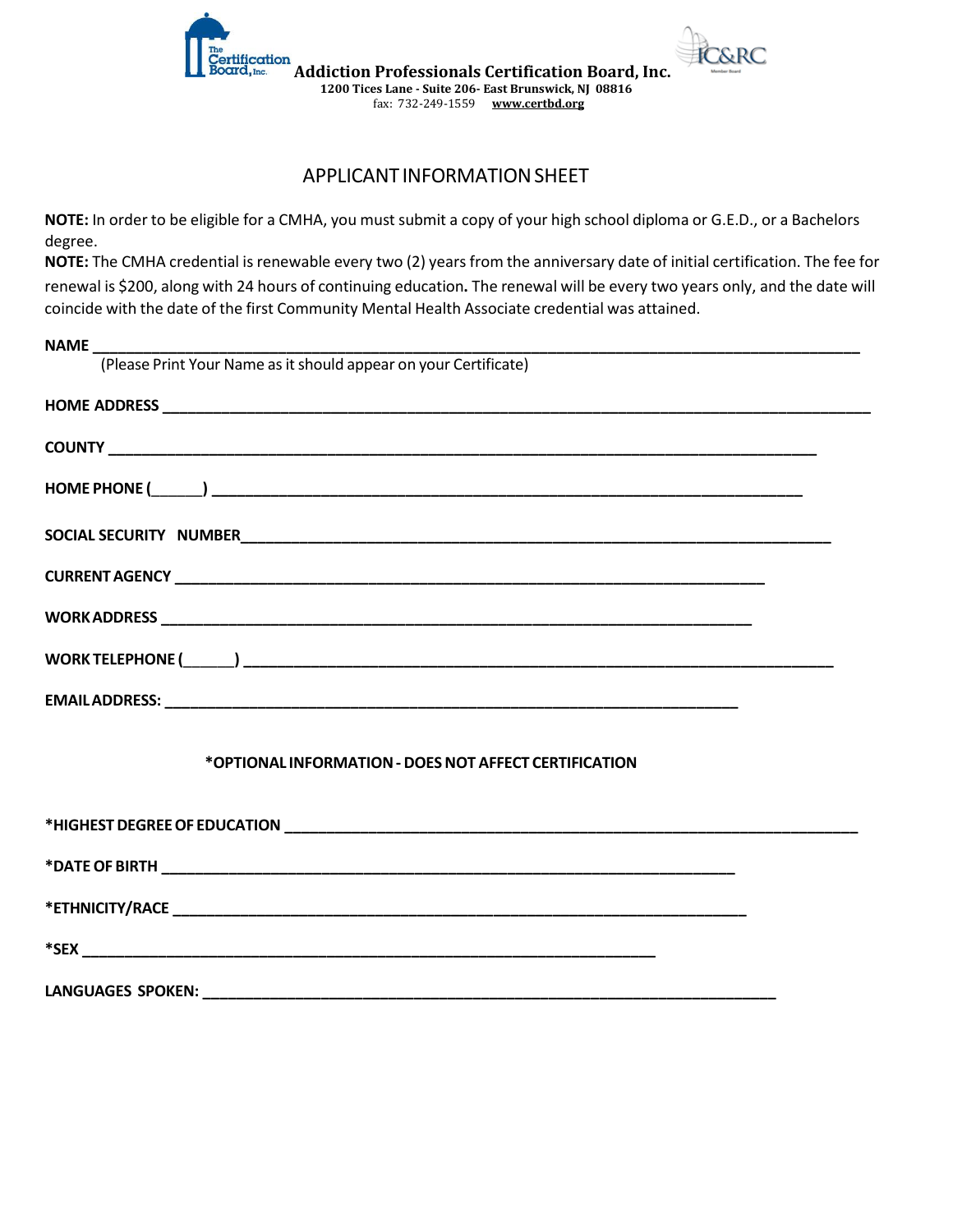**Addiction Professionals Certification Board, Inc.**
**1200 Tices Lane - Suite 206- East Brunswick, NJ 08816**
fax: 732-249-1559 **www.certbd.org**

## APPLICANT INFORMATION SHEET

**NOTE:** In order to be eligible for a CMHA, you must submit a copy of your high school diploma or G.E.D., or a Bachelors degree.

**NOTE:** The CMHA credential is renewable every two (2) years from the anniversary date of initial certification. The fee for renewal is $200, along with 24 hours of continuing education**.** The renewal will be every two years only, and the date will coincide with the date of the first Community Mental Health Associate credential was attained.

**NAME** ______________________________________________________________________________
(Please Print Your Name as it should appear on your Certificate)

**HOME ADDRESS** ______________________________________________________________________

**COUNTY** ___________________________________________________________________________

**HOME PHONE (______)** ________________________________________________________________

**SOCIAL SECURITY NUMBER**_____________________________________________________________

**CURRENT AGENCY** ____________________________________________________________

**WORK ADDRESS** _____________________________________________________________

**WORK TELEPHONE (______)** ______________________________________________________________

**EMAIL ADDRESS:** ___________________________________________________________

**\*OPTIONAL INFORMATION - DOES NOT AFFECT CERTIFICATION**

**\*HIGHEST DEGREE OF EDUCATION** ____________________________________________________________

**\*DATE OF BIRTH** ___________________________________________________________

**\*ETHNICITY/RACE** ____________________________________________________________

**\*SEX** ___________________________________________________________

**LANGUAGES SPOKEN:** ___________________________________________________________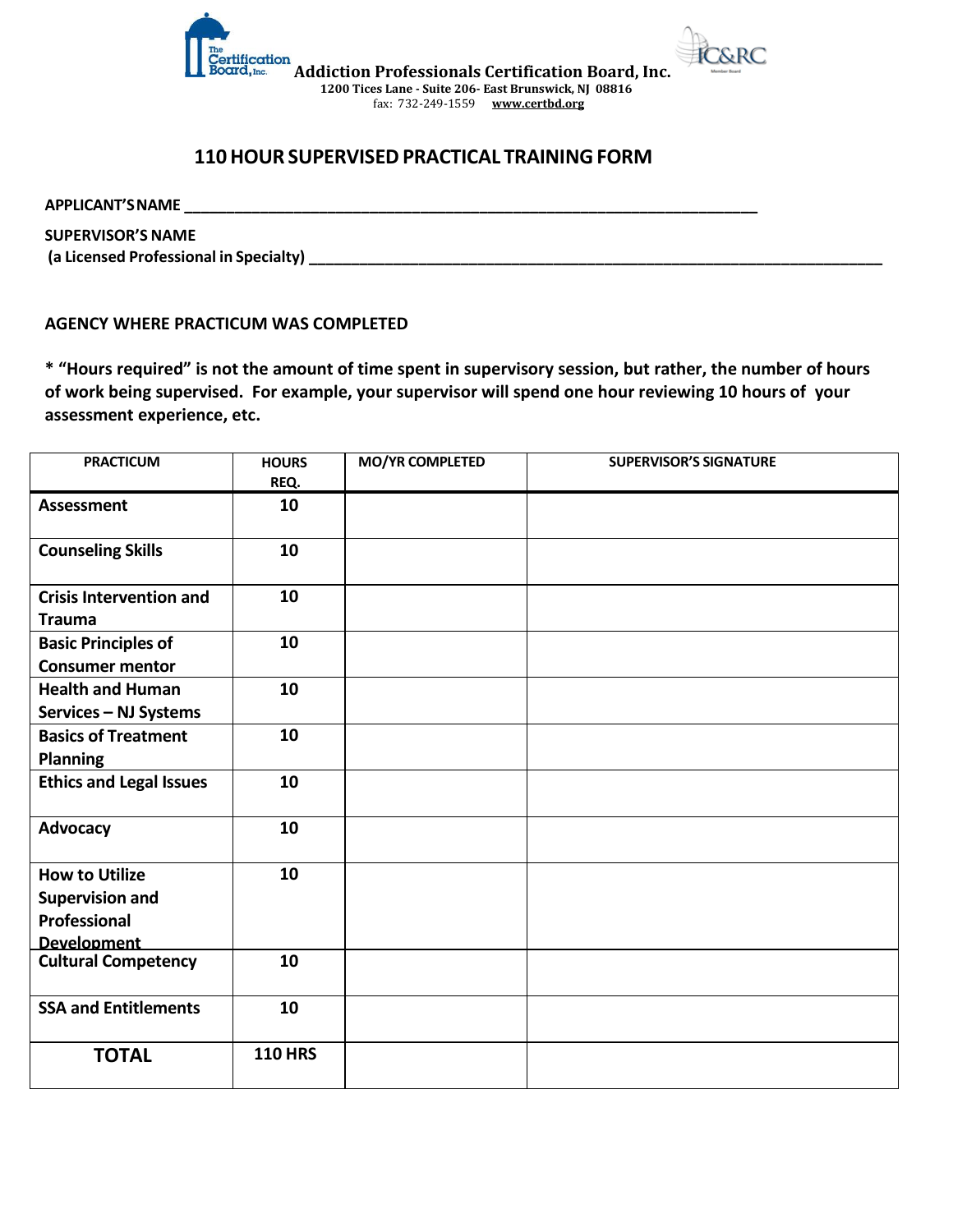Addiction Professionals Certification Board, Inc.
1200 Tices Lane - Suite 206- East Brunswick, NJ 08816
fax: 732-249-1559 www.certbd.org

## 110 HOUR SUPERVISED PRACTICAL TRAINING FORM

**APPLICANT'S NAME** ________________________________________________________________

**SUPERVISOR'S NAME**
**(a Licensed Professional in Specialty)** ________________________________________________________________

**AGENCY WHERE PRACTICUM WAS COMPLETED**

**\* "Hours required" is not the amount of time spent in supervisory session, but rather, the number of hours of work being supervised. For example, your supervisor will spend one hour reviewing 10 hours of your assessment experience, etc.**

| PRACTICUM | HOURS REQ. | MO/YR COMPLETED | SUPERVISOR'S SIGNATURE |
|---|---|---|---|
| **Assessment** | **10** | | |
| **Counseling Skills** | **10** | | |
| **Crisis Intervention and Trauma** | **10** | | |
| **Basic Principles of Consumer mentor** | **10** | | |
| **Health and Human Services – NJ Systems** | **10** | | |
| **Basics of Treatment Planning** | **10** | | |
| **Ethics and Legal Issues** | **10** | | |
| **Advocacy** | **10** | | |
| **How to Utilize Supervision and Professional Development** | **10** | | |
| **Cultural Competency** | **10** | | |
| **SSA and Entitlements** | **10** | | |
| **TOTAL** | **110 HRS** | | |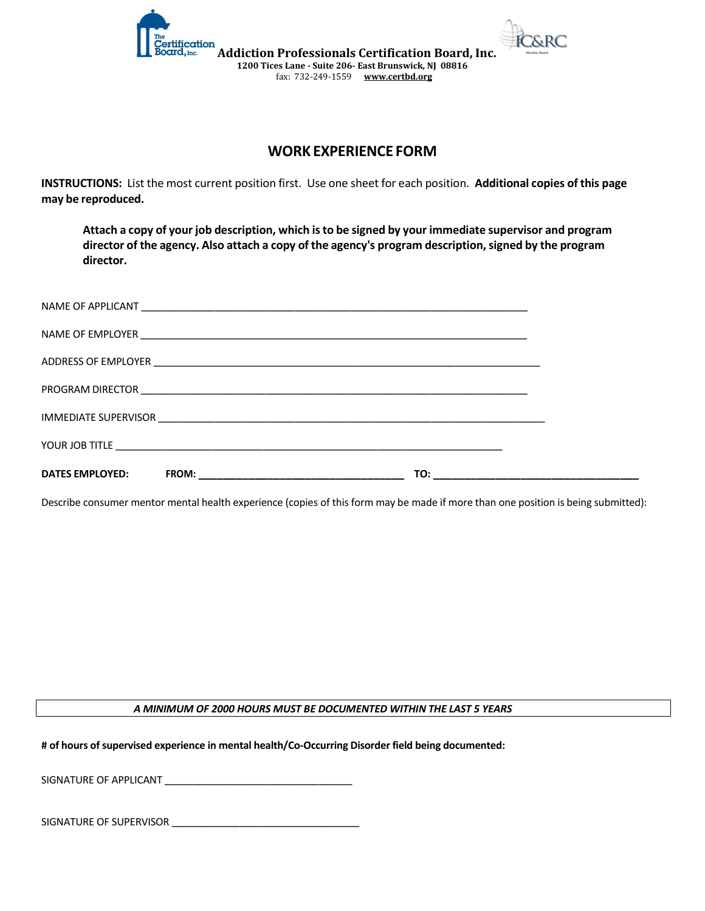**Addiction Professionals Certification Board, Inc.**
**1200 Tices Lane - Suite 206- East Brunswick, NJ 08816**
fax: 732-249-1559 **www.certbd.org**

# WORK EXPERIENCE FORM

**INSTRUCTIONS:** List the most current position first. Use one sheet for each position. **Additional copies of this page may be reproduced.**

> **Attach a copy of your job description, which is to be signed by your immediate supervisor and program director of the agency. Also attach a copy of the agency's program description, signed by the program director.**

NAME OF APPLICANT ___________________________________________________________________

NAME OF EMPLOYER ___________________________________________________________________

ADDRESS OF EMPLOYER _________________________________________________________________

PROGRAM DIRECTOR ___________________________________________________________________

IMMEDIATE SUPERVISOR ________________________________________________________________

YOUR JOB TITLE _____________________________________________________________________

**DATES EMPLOYED: FROM: ___________________________________ TO: ___________________________________**

Describe consumer mentor mental health experience (copies of this form may be made if more than one position is being submitted):

***A MINIMUM OF 2000 HOURS MUST BE DOCUMENTED WITHIN THE LAST 5 YEARS***

**# of hours of supervised experience in mental health/Co-Occurring Disorder field being documented:**

SIGNATURE OF APPLICANT _________________________________

SIGNATURE OF SUPERVISOR _________________________________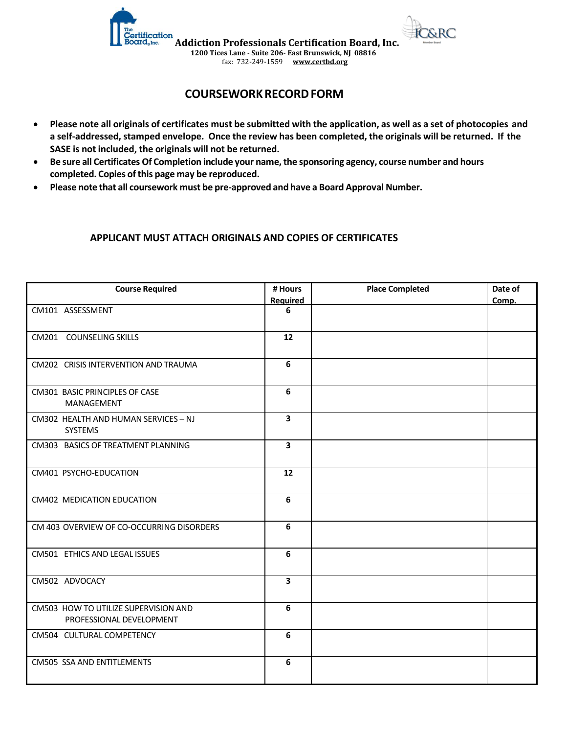**Addiction Professionals Certification Board, Inc.**
**1200 Tices Lane - Suite 206- East Brunswick, NJ 08816**
fax: 732-249-1559 **www.certbd.org**

# COURSEWORK RECORD FORM

- **Please note all originals of certificates must be submitted with the application, as well as a set of photocopies and a self-addressed, stamped envelope. Once the review has been completed, the originals will be returned. If the SASE is not included, the originals will not be returned.**
- **Be sure all Certificates Of Completion include your name, the sponsoring agency, course number and hours completed. Copies of this page may be reproduced.**
- **Please note that all coursework must be pre-approved and have a Board Approval Number.**

## APPLICANT MUST ATTACH ORIGINALS AND COPIES OF CERTIFICATES

| Course Required | # Hours Required | Place Completed | Date of Comp. |
|---|---|---|---|
| CM101 ASSESSMENT | 6 | | |
| CM201 COUNSELING SKILLS | 12 | | |
| CM202 CRISIS INTERVENTION AND TRAUMA | 6 | | |
| CM301 BASIC PRINCIPLES OF CASE MANAGEMENT | 6 | | |
| CM302 HEALTH AND HUMAN SERVICES – NJ SYSTEMS | 3 | | |
| CM303 BASICS OF TREATMENT PLANNING | 3 | | |
| CM401 PSYCHO-EDUCATION | 12 | | |
| CM402 MEDICATION EDUCATION | 6 | | |
| CM 403 OVERVIEW OF CO-OCCURRING DISORDERS | 6 | | |
| CM501 ETHICS AND LEGAL ISSUES | 6 | | |
| CM502 ADVOCACY | 3 | | |
| CM503 HOW TO UTILIZE SUPERVISION AND PROFESSIONAL DEVELOPMENT | 6 | | |
| CM504 CULTURAL COMPETENCY | 6 | | |
| CM505 SSA AND ENTITLEMENTS | 6 | | |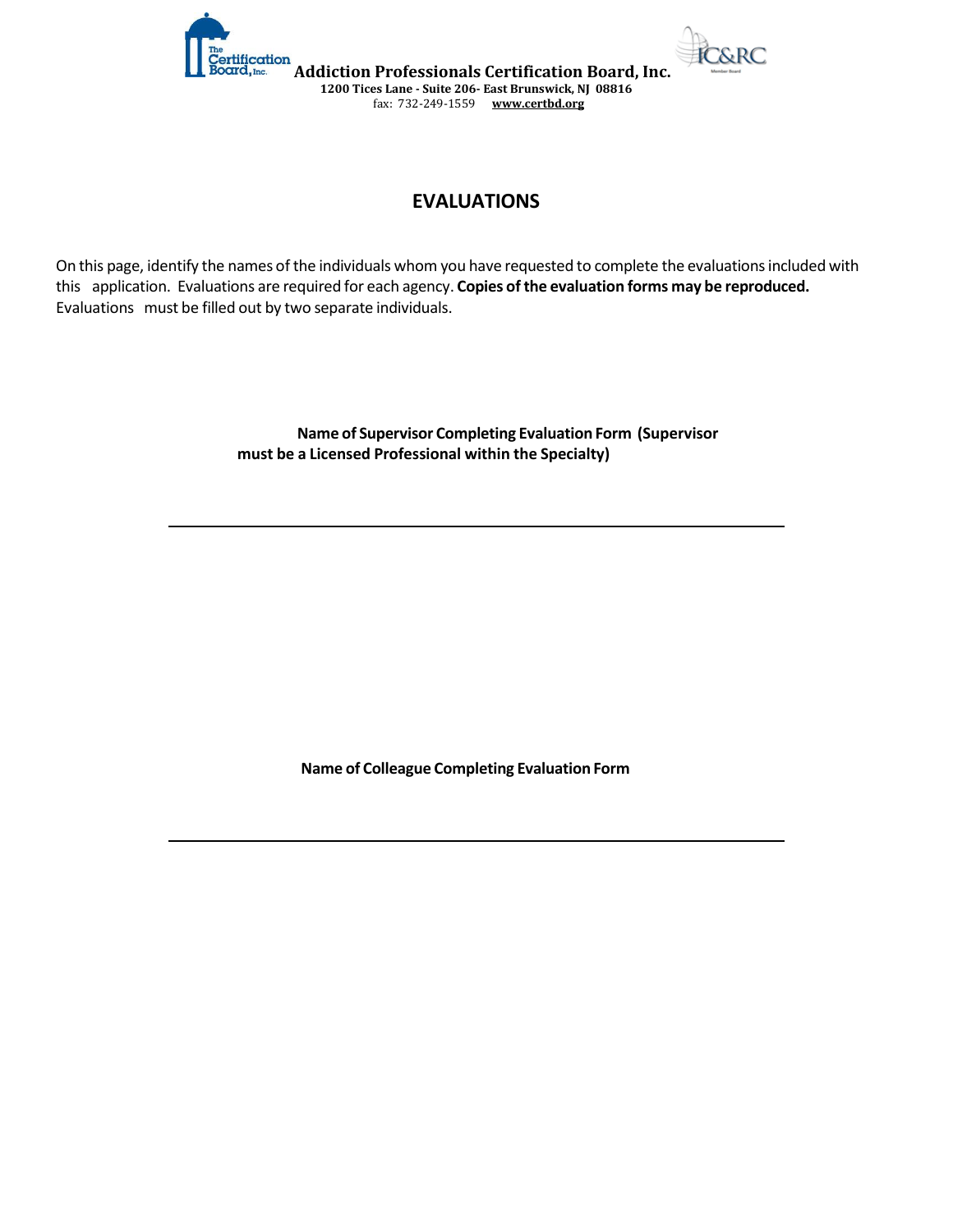**Addiction Professionals Certification Board, Inc.**
**1200 Tices Lane - Suite 206- East Brunswick, NJ 08816**
fax: 732-249-1559 **www.certbd.org**

## EVALUATIONS

On this page, identify the names of the individuals whom you have requested to complete the evaluations included with this application. Evaluations are required for each agency. **Copies of the evaluation forms may be reproduced.** Evaluations must be filled out by two separate individuals.

**Name of Supervisor Completing Evaluation Form (Supervisor must be a Licensed Professional within the Specialty)**

______________________________________________________________

**Name of Colleague Completing Evaluation Form**

______________________________________________________________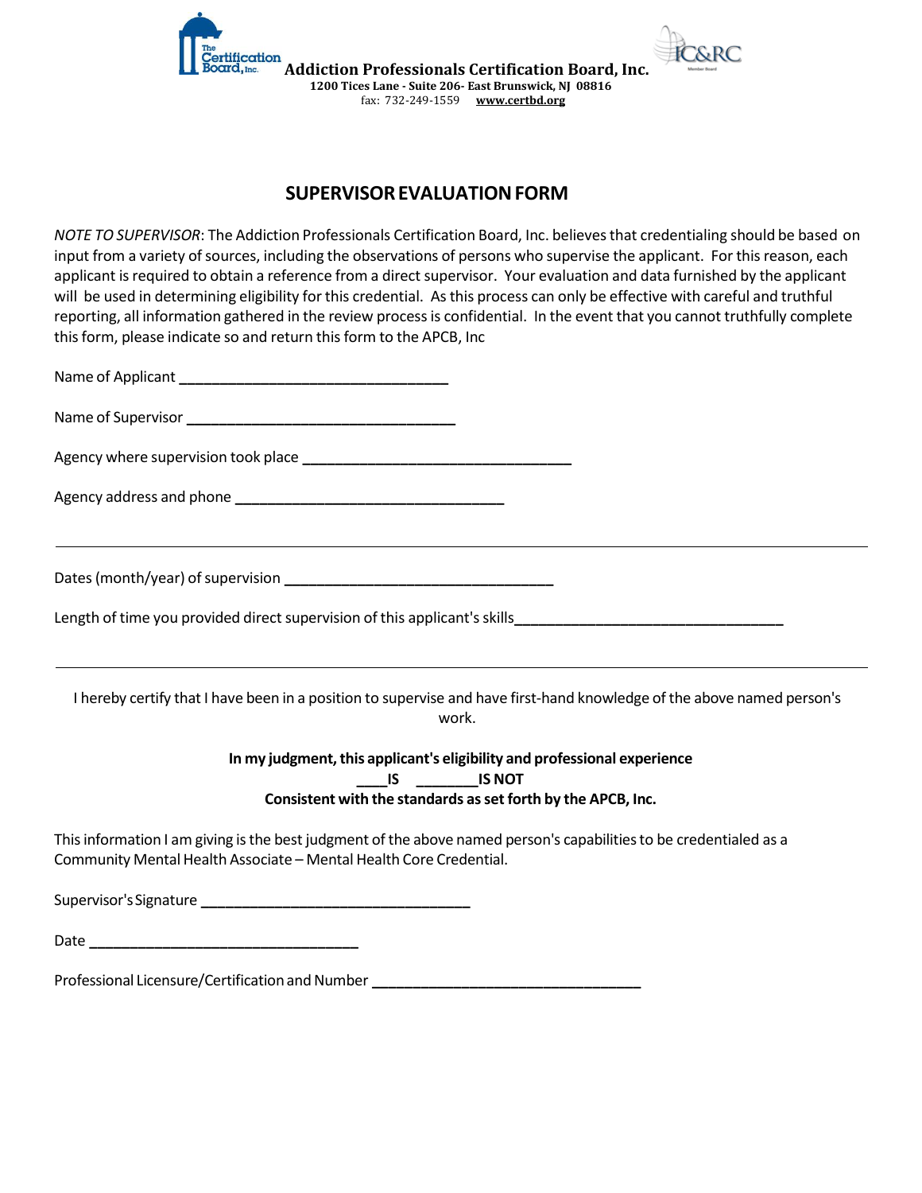Addiction Professionals Certification Board, Inc.
1200 Tices Lane - Suite 206- East Brunswick, NJ 08816
fax: 732-249-1559 www.certbd.org

## SUPERVISOR EVALUATION FORM

*NOTE TO SUPERVISOR*: The Addiction Professionals Certification Board, Inc. believes that credentialing should be based on input from a variety of sources, including the observations of persons who supervise the applicant. For this reason, each applicant is required to obtain a reference from a direct supervisor. Your evaluation and data furnished by the applicant will be used in determining eligibility for this credential. As this process can only be effective with careful and truthful reporting, all information gathered in the review process is confidential. In the event that you cannot truthfully complete this form, please indicate so and return this form to the APCB, Inc

Name of Applicant ________________________________

Name of Supervisor ________________________________

Agency where supervision took place ________________________________

Agency address and phone ________________________________

---

Dates (month/year) of supervision ________________________________

Length of time you provided direct supervision of this applicant's skills________________________________

---

I hereby certify that I have been in a position to supervise and have first-hand knowledge of the above named person's work.

**In my judgment, this applicant's eligibility and professional experience**
**____IS ________IS NOT**
**Consistent with the standards as set forth by the APCB, Inc.**

This information I am giving is the best judgment of the above named person's capabilities to be credentialed as a Community Mental Health Associate – Mental Health Core Credential.

Supervisor's Signature ________________________________

Date ________________________________

Professional Licensure/Certification and Number ________________________________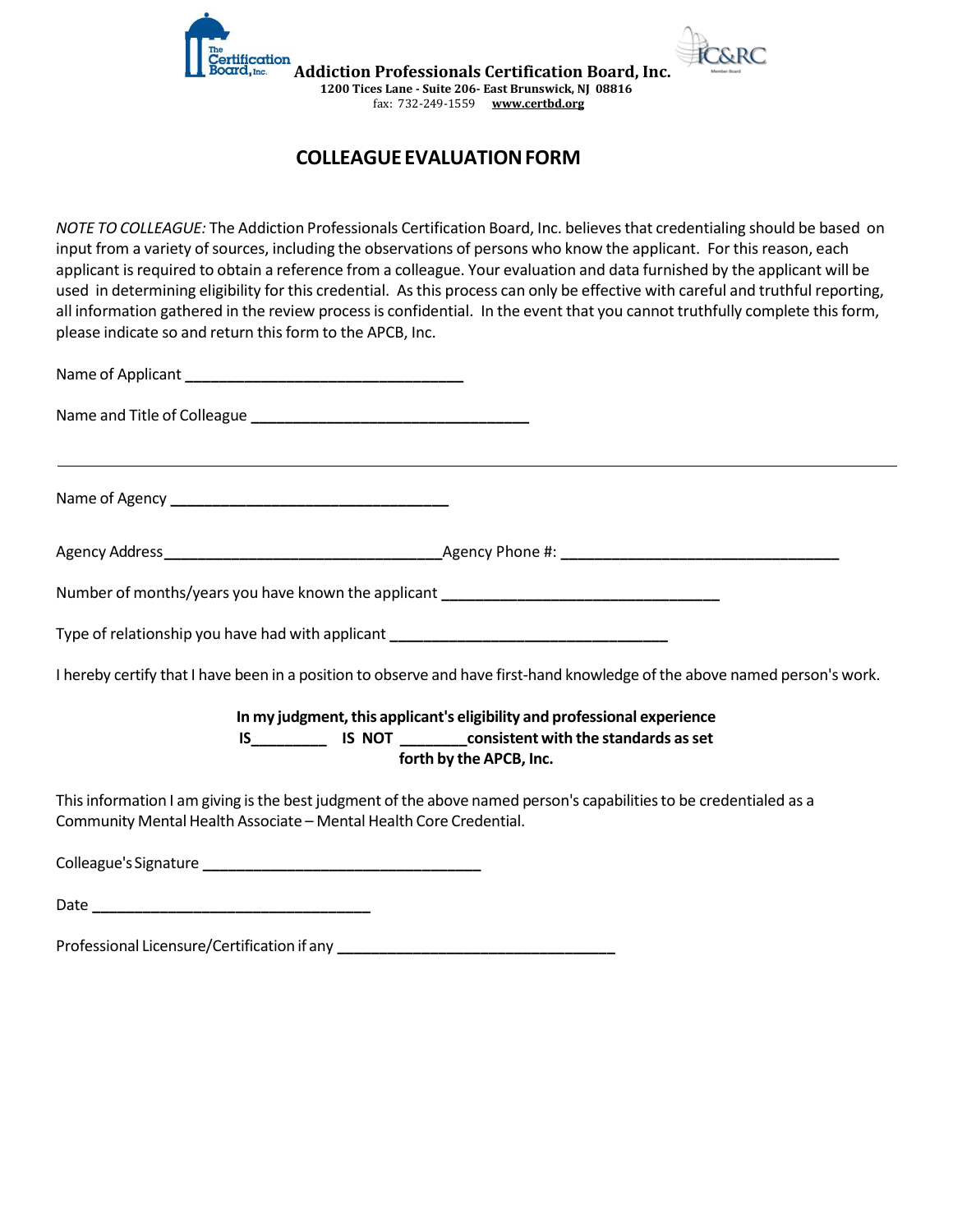Addiction Professionals Certification Board, Inc.
1200 Tices Lane - Suite 206- East Brunswick, NJ 08816
fax: 732-249-1559 www.certbd.org

## COLLEAGUE EVALUATION FORM

*NOTE TO COLLEAGUE:* The Addiction Professionals Certification Board, Inc. believes that credentialing should be based on input from a variety of sources, including the observations of persons who know the applicant. For this reason, each applicant is required to obtain a reference from a colleague. Your evaluation and data furnished by the applicant will be used in determining eligibility for this credential. As this process can only be effective with careful and truthful reporting, all information gathered in the review process is confidential. In the event that you cannot truthfully complete this form, please indicate so and return this form to the APCB, Inc.

Name of Applicant ________________________________

Name and Title of Colleague ________________________________

---

Name of Agency ________________________________

Agency Address________________________________Agency Phone #: ________________________________

Number of months/years you have known the applicant ________________________________

Type of relationship you have had with applicant ________________________________

I hereby certify that I have been in a position to observe and have first-hand knowledge of the above named person's work.

**In my judgment, this applicant's eligibility and professional experience IS________ IS NOT ________consistent with the standards as set forth by the APCB, Inc.**

This information I am giving is the best judgment of the above named person's capabilities to be credentialed as a Community Mental Health Associate – Mental Health Core Credential.

Colleague's Signature ________________________________

Date ________________________________

Professional Licensure/Certification if any ________________________________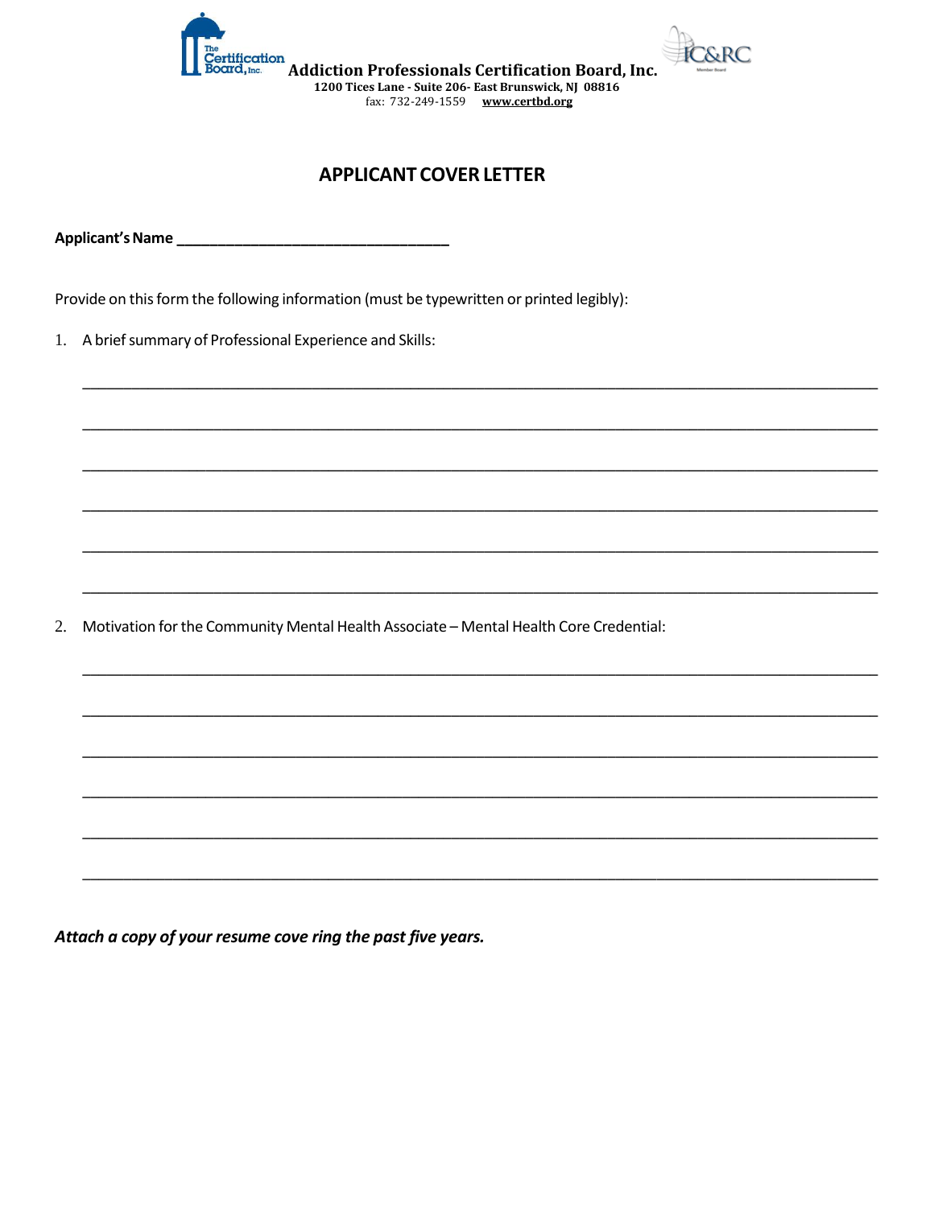The Certification Board, Inc. **Addiction Professionals Certification Board, Inc.**
**1200 Tices Lane - Suite 206- East Brunswick, NJ 08816**
fax: 732-249-1559 **www.certbd.org**

IC&RC

## APPLICANT COVER LETTER

**Applicant's Name** ________________________________

Provide on this form the following information (must be typewritten or printed legibly):

1. A brief summary of Professional Experience and Skills:

______________________________________________________________________________

______________________________________________________________________________

______________________________________________________________________________

______________________________________________________________________________

______________________________________________________________________________

______________________________________________________________________________

2. Motivation for the Community Mental Health Associate – Mental Health Core Credential:

______________________________________________________________________________

______________________________________________________________________________

______________________________________________________________________________

______________________________________________________________________________

______________________________________________________________________________

______________________________________________________________________________

***Attach a copy of your resume cove ring the past five years.***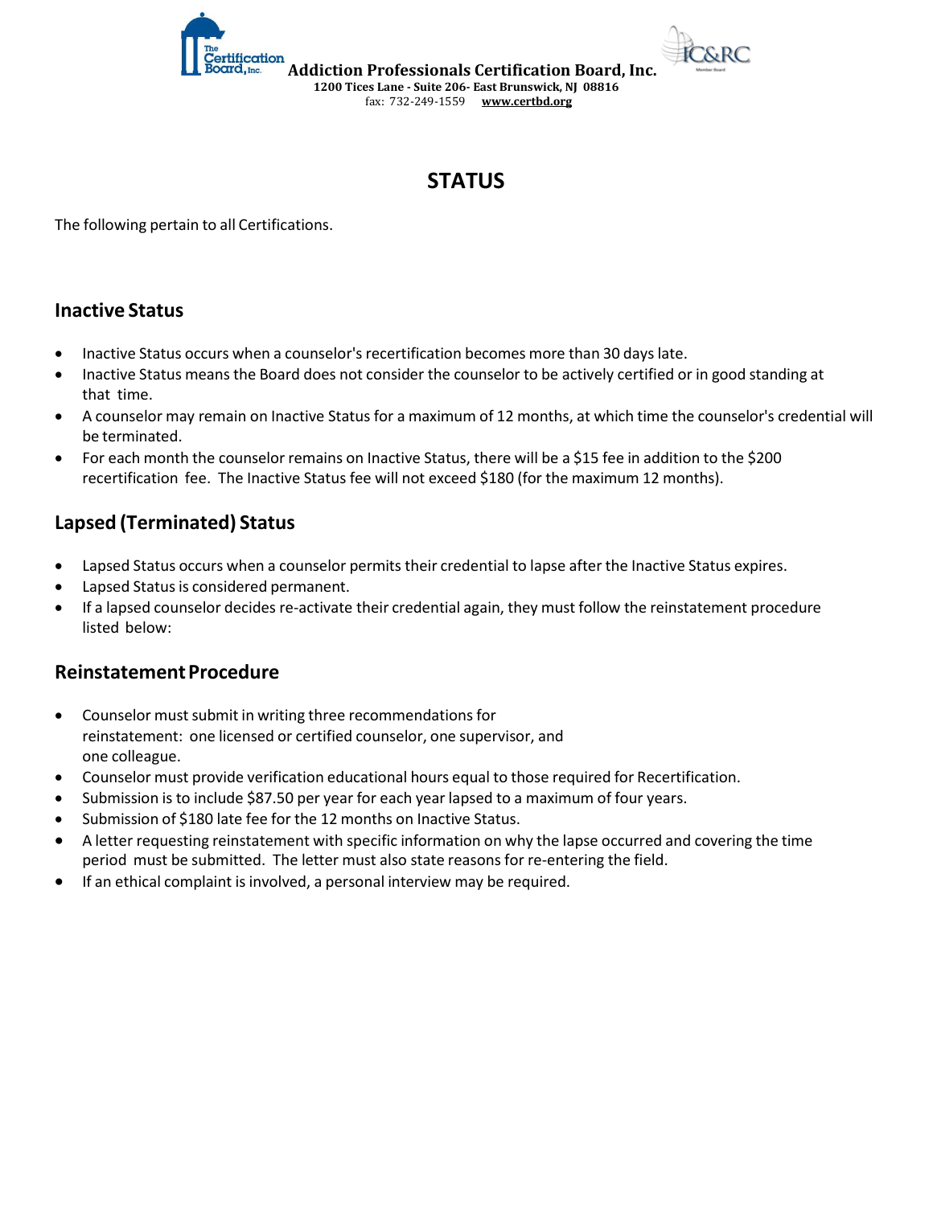Addiction Professionals Certification Board, Inc.
1200 Tices Lane - Suite 206- East Brunswick, NJ 08816
fax: 732-249-1559 www.certbd.org

# STATUS

The following pertain to all Certifications.

## Inactive Status

- Inactive Status occurs when a counselor's recertification becomes more than 30 days late.
- Inactive Status means the Board does not consider the counselor to be actively certified or in good standing at that time.
- A counselor may remain on Inactive Status for a maximum of 12 months, at which time the counselor's credential will be terminated.
- For each month the counselor remains on Inactive Status, there will be a $15 fee in addition to the $200 recertification fee. The Inactive Status fee will not exceed $180 (for the maximum 12 months).

## Lapsed (Terminated) Status

- Lapsed Status occurs when a counselor permits their credential to lapse after the Inactive Status expires.
- Lapsed Status is considered permanent.
- If a lapsed counselor decides re-activate their credential again, they must follow the reinstatement procedure listed below:

## Reinstatement Procedure

- Counselor must submit in writing three recommendations for reinstatement: one licensed or certified counselor, one supervisor, and one colleague.
- Counselor must provide verification educational hours equal to those required for Recertification.
- Submission is to include $87.50 per year for each year lapsed to a maximum of four years.
- Submission of $180 late fee for the 12 months on Inactive Status.
- A letter requesting reinstatement with specific information on why the lapse occurred and covering the time period must be submitted. The letter must also state reasons for re-entering the field.
- If an ethical complaint is involved, a personal interview may be required.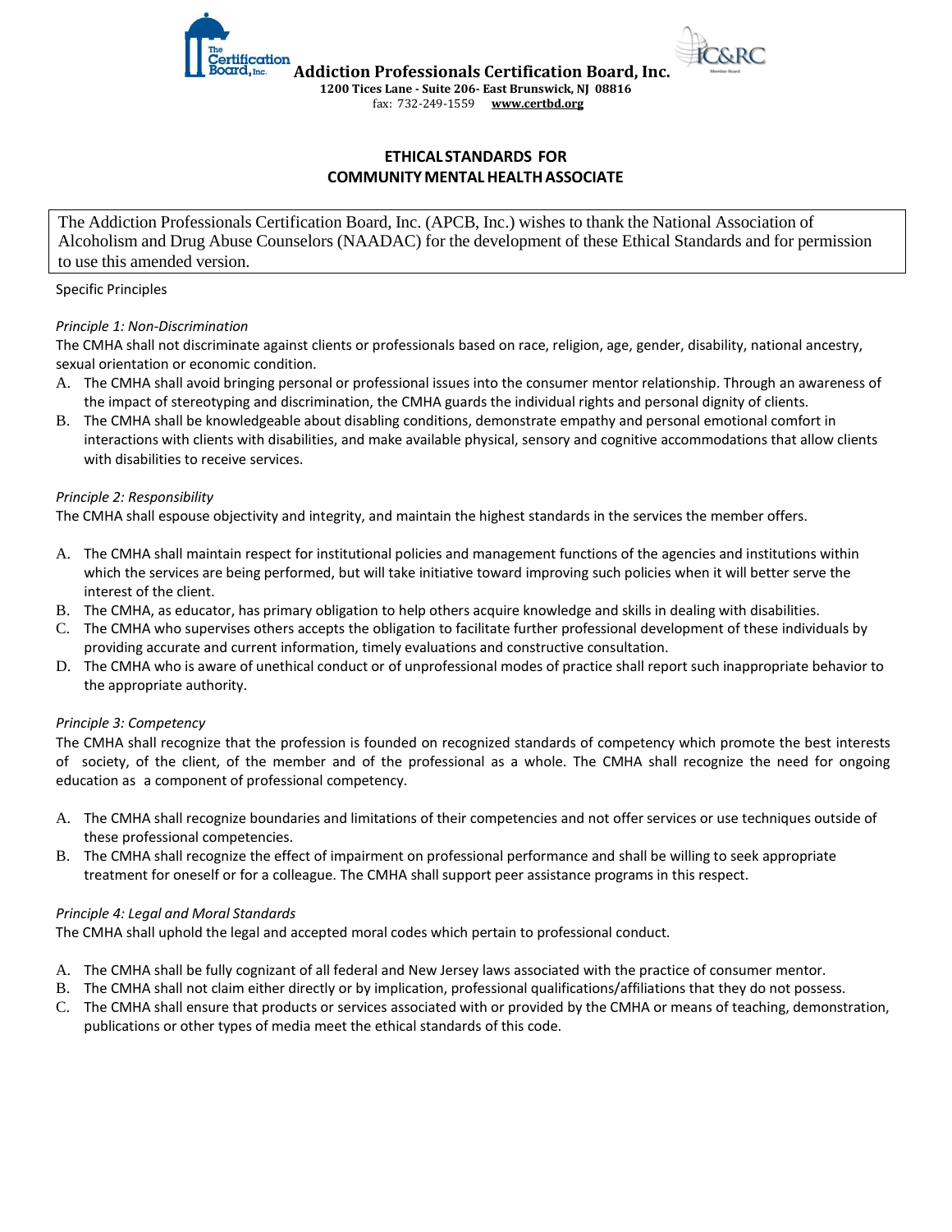**Addiction Professionals Certification Board, Inc.**

**1200 Tices Lane - Suite 206- East Brunswick, NJ 08816**

fax: 732-249-1559 **www.certbd.org**

## ETHICAL STANDARDS FOR COMMUNITY MENTAL HEALTH ASSOCIATE

The Addiction Professionals Certification Board, Inc. (APCB, Inc.) wishes to thank the National Association of Alcoholism and Drug Abuse Counselors (NAADAC) for the development of these Ethical Standards and for permission to use this amended version.

Specific Principles

*Principle 1: Non-Discrimination*

The CMHA shall not discriminate against clients or professionals based on race, religion, age, gender, disability, national ancestry, sexual orientation or economic condition.

A. The CMHA shall avoid bringing personal or professional issues into the consumer mentor relationship. Through an awareness of the impact of stereotyping and discrimination, the CMHA guards the individual rights and personal dignity of clients.
B. The CMHA shall be knowledgeable about disabling conditions, demonstrate empathy and personal emotional comfort in interactions with clients with disabilities, and make available physical, sensory and cognitive accommodations that allow clients with disabilities to receive services.

*Principle 2: Responsibility*

The CMHA shall espouse objectivity and integrity, and maintain the highest standards in the services the member offers.

A. The CMHA shall maintain respect for institutional policies and management functions of the agencies and institutions within which the services are being performed, but will take initiative toward improving such policies when it will better serve the interest of the client.
B. The CMHA, as educator, has primary obligation to help others acquire knowledge and skills in dealing with disabilities.
C. The CMHA who supervises others accepts the obligation to facilitate further professional development of these individuals by providing accurate and current information, timely evaluations and constructive consultation.
D. The CMHA who is aware of unethical conduct or of unprofessional modes of practice shall report such inappropriate behavior to the appropriate authority.

*Principle 3: Competency*

The CMHA shall recognize that the profession is founded on recognized standards of competency which promote the best interests of society, of the client, of the member and of the professional as a whole. The CMHA shall recognize the need for ongoing education as a component of professional competency.

A. The CMHA shall recognize boundaries and limitations of their competencies and not offer services or use techniques outside of these professional competencies.
B. The CMHA shall recognize the effect of impairment on professional performance and shall be willing to seek appropriate treatment for oneself or for a colleague. The CMHA shall support peer assistance programs in this respect.

*Principle 4: Legal and Moral Standards*

The CMHA shall uphold the legal and accepted moral codes which pertain to professional conduct.

A. The CMHA shall be fully cognizant of all federal and New Jersey laws associated with the practice of consumer mentor.
B. The CMHA shall not claim either directly or by implication, professional qualifications/affiliations that they do not possess.
C. The CMHA shall ensure that products or services associated with or provided by the CMHA or means of teaching, demonstration, publications or other types of media meet the ethical standards of this code.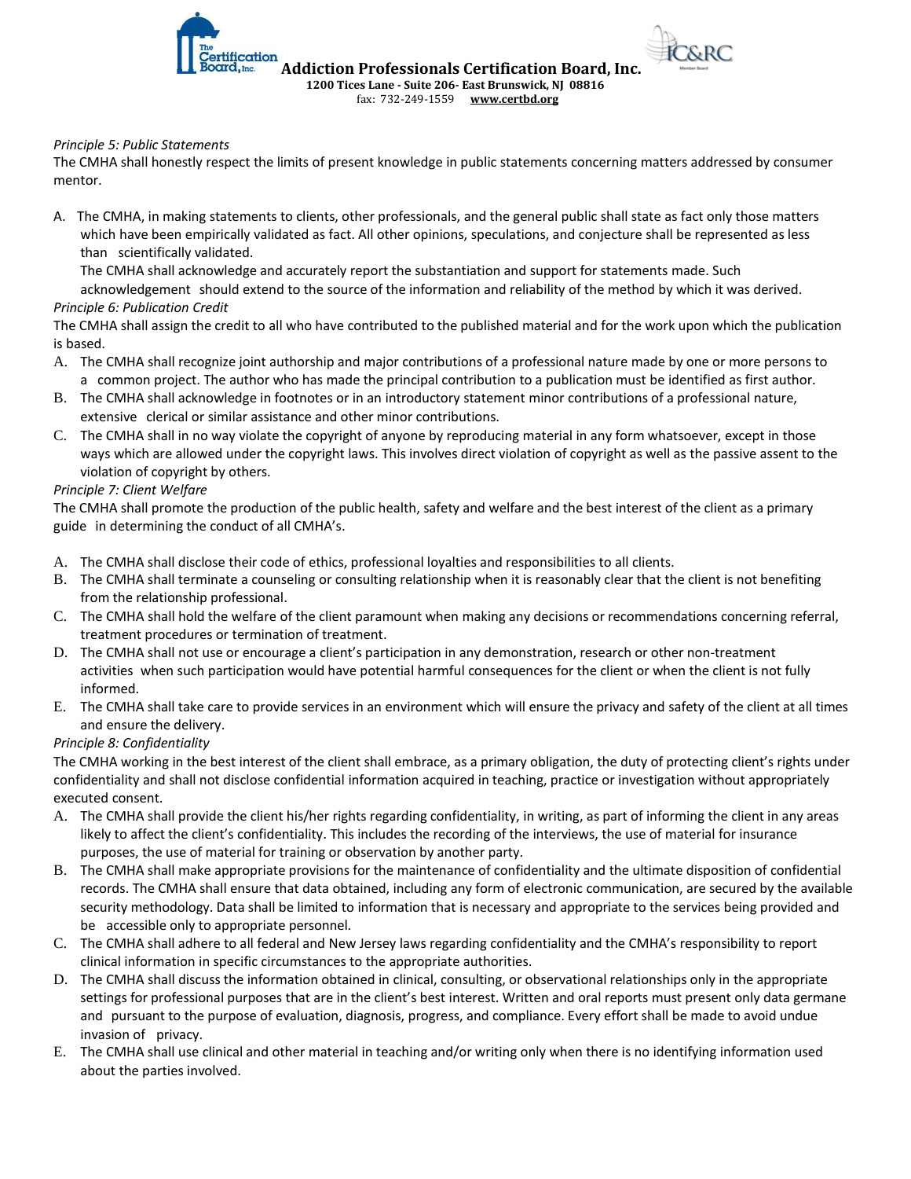*Principle 5: Public Statements*

The CMHA shall honestly respect the limits of present knowledge in public statements concerning matters addressed by consumer mentor.

A. The CMHA, in making statements to clients, other professionals, and the general public shall state as fact only those matters which have been empirically validated as fact. All other opinions, speculations, and conjecture shall be represented as less than scientifically validated.

   The CMHA shall acknowledge and accurately report the substantiation and support for statements made. Such acknowledgement should extend to the source of the information and reliability of the method by which it was derived.

*Principle 6: Publication Credit*

The CMHA shall assign the credit to all who have contributed to the published material and for the work upon which the publication is based.

A. The CMHA shall recognize joint authorship and major contributions of a professional nature made by one or more persons to a common project. The author who has made the principal contribution to a publication must be identified as first author.
B. The CMHA shall acknowledge in footnotes or in an introductory statement minor contributions of a professional nature, extensive clerical or similar assistance and other minor contributions.
C. The CMHA shall in no way violate the copyright of anyone by reproducing material in any form whatsoever, except in those ways which are allowed under the copyright laws. This involves direct violation of copyright as well as the passive assent to the violation of copyright by others.

*Principle 7: Client Welfare*

The CMHA shall promote the production of the public health, safety and welfare and the best interest of the client as a primary guide in determining the conduct of all CMHA's.

A. The CMHA shall disclose their code of ethics, professional loyalties and responsibilities to all clients.
B. The CMHA shall terminate a counseling or consulting relationship when it is reasonably clear that the client is not benefiting from the relationship professional.
C. The CMHA shall hold the welfare of the client paramount when making any decisions or recommendations concerning referral, treatment procedures or termination of treatment.
D. The CMHA shall not use or encourage a client's participation in any demonstration, research or other non-treatment activities when such participation would have potential harmful consequences for the client or when the client is not fully informed.
E. The CMHA shall take care to provide services in an environment which will ensure the privacy and safety of the client at all times and ensure the delivery.

*Principle 8: Confidentiality*

The CMHA working in the best interest of the client shall embrace, as a primary obligation, the duty of protecting client's rights under confidentiality and shall not disclose confidential information acquired in teaching, practice or investigation without appropriately executed consent.

A. The CMHA shall provide the client his/her rights regarding confidentiality, in writing, as part of informing the client in any areas likely to affect the client's confidentiality. This includes the recording of the interviews, the use of material for insurance purposes, the use of material for training or observation by another party.
B. The CMHA shall make appropriate provisions for the maintenance of confidentiality and the ultimate disposition of confidential records. The CMHA shall ensure that data obtained, including any form of electronic communication, are secured by the available security methodology. Data shall be limited to information that is necessary and appropriate to the services being provided and be accessible only to appropriate personnel.
C. The CMHA shall adhere to all federal and New Jersey laws regarding confidentiality and the CMHA's responsibility to report clinical information in specific circumstances to the appropriate authorities.
D. The CMHA shall discuss the information obtained in clinical, consulting, or observational relationships only in the appropriate settings for professional purposes that are in the client's best interest. Written and oral reports must present only data germane and pursuant to the purpose of evaluation, diagnosis, progress, and compliance. Every effort shall be made to avoid undue invasion of privacy.
E. The CMHA shall use clinical and other material in teaching and/or writing only when there is no identifying information used about the parties involved.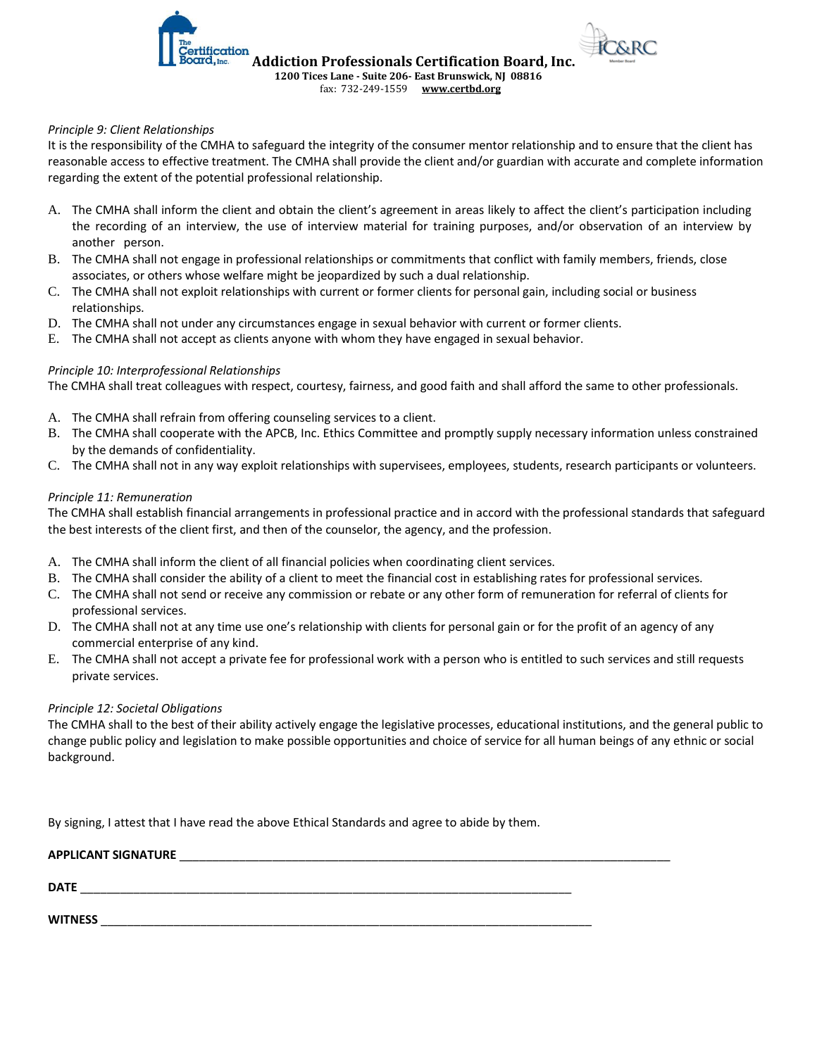*Principle 9: Client Relationships*

It is the responsibility of the CMHA to safeguard the integrity of the consumer mentor relationship and to ensure that the client has reasonable access to effective treatment. The CMHA shall provide the client and/or guardian with accurate and complete information regarding the extent of the potential professional relationship.

A. The CMHA shall inform the client and obtain the client's agreement in areas likely to affect the client's participation including the recording of an interview, the use of interview material for training purposes, and/or observation of an interview by another person.
B. The CMHA shall not engage in professional relationships or commitments that conflict with family members, friends, close associates, or others whose welfare might be jeopardized by such a dual relationship.
C. The CMHA shall not exploit relationships with current or former clients for personal gain, including social or business relationships.
D. The CMHA shall not under any circumstances engage in sexual behavior with current or former clients.
E. The CMHA shall not accept as clients anyone with whom they have engaged in sexual behavior.

*Principle 10: Interprofessional Relationships*

The CMHA shall treat colleagues with respect, courtesy, fairness, and good faith and shall afford the same to other professionals.

A. The CMHA shall refrain from offering counseling services to a client.
B. The CMHA shall cooperate with the APCB, Inc. Ethics Committee and promptly supply necessary information unless constrained by the demands of confidentiality.
C. The CMHA shall not in any way exploit relationships with supervisees, employees, students, research participants or volunteers.

*Principle 11: Remuneration*

The CMHA shall establish financial arrangements in professional practice and in accord with the professional standards that safeguard the best interests of the client first, and then of the counselor, the agency, and the profession.

A. The CMHA shall inform the client of all financial policies when coordinating client services.
B. The CMHA shall consider the ability of a client to meet the financial cost in establishing rates for professional services.
C. The CMHA shall not send or receive any commission or rebate or any other form of remuneration for referral of clients for professional services.
D. The CMHA shall not at any time use one's relationship with clients for personal gain or for the profit of an agency of any commercial enterprise of any kind.
E. The CMHA shall not accept a private fee for professional work with a person who is entitled to such services and still requests private services.

*Principle 12: Societal Obligations*

The CMHA shall to the best of their ability actively engage the legislative processes, educational institutions, and the general public to change public policy and legislation to make possible opportunities and choice of service for all human beings of any ethnic or social background.

By signing, I attest that I have read the above Ethical Standards and agree to abide by them.

**APPLICANT SIGNATURE** ______________________________________________

**DATE** ______________________________________________

**WITNESS** ______________________________________________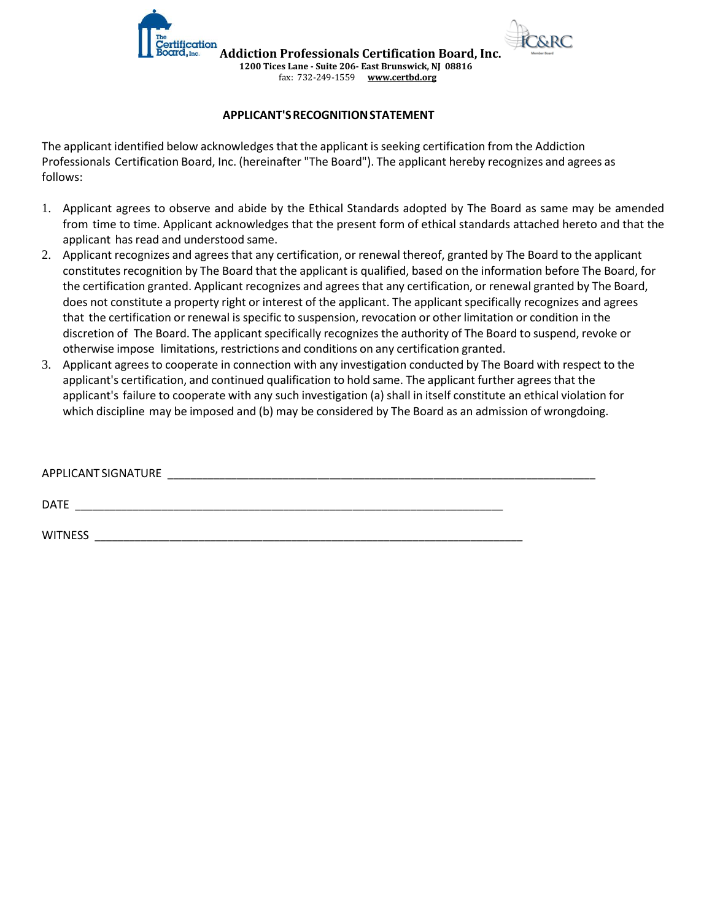**Addiction Professionals Certification Board, Inc.**
**1200 Tices Lane - Suite 206- East Brunswick, NJ 08816**
fax: 732-249-1559 **www.certbd.org**

## APPLICANT'S RECOGNITION STATEMENT

The applicant identified below acknowledges that the applicant is seeking certification from the Addiction Professionals Certification Board, Inc. (hereinafter "The Board"). The applicant hereby recognizes and agrees as follows:

1. Applicant agrees to observe and abide by the Ethical Standards adopted by The Board as same may be amended from time to time. Applicant acknowledges that the present form of ethical standards attached hereto and that the applicant has read and understood same.
2. Applicant recognizes and agrees that any certification, or renewal thereof, granted by The Board to the applicant constitutes recognition by The Board that the applicant is qualified, based on the information before The Board, for the certification granted. Applicant recognizes and agrees that any certification, or renewal granted by The Board, does not constitute a property right or interest of the applicant. The applicant specifically recognizes and agrees that the certification or renewal is specific to suspension, revocation or other limitation or condition in the discretion of The Board. The applicant specifically recognizes the authority of The Board to suspend, revoke or otherwise impose limitations, restrictions and conditions on any certification granted.
3. Applicant agrees to cooperate in connection with any investigation conducted by The Board with respect to the applicant's certification, and continued qualification to hold same. The applicant further agrees that the applicant's failure to cooperate with any such investigation (a) shall in itself constitute an ethical violation for which discipline may be imposed and (b) may be considered by The Board as an admission of wrongdoing.

APPLICANT SIGNATURE ______________________________________________________________________

DATE ______________________________________________________________________

WITNESS ______________________________________________________________________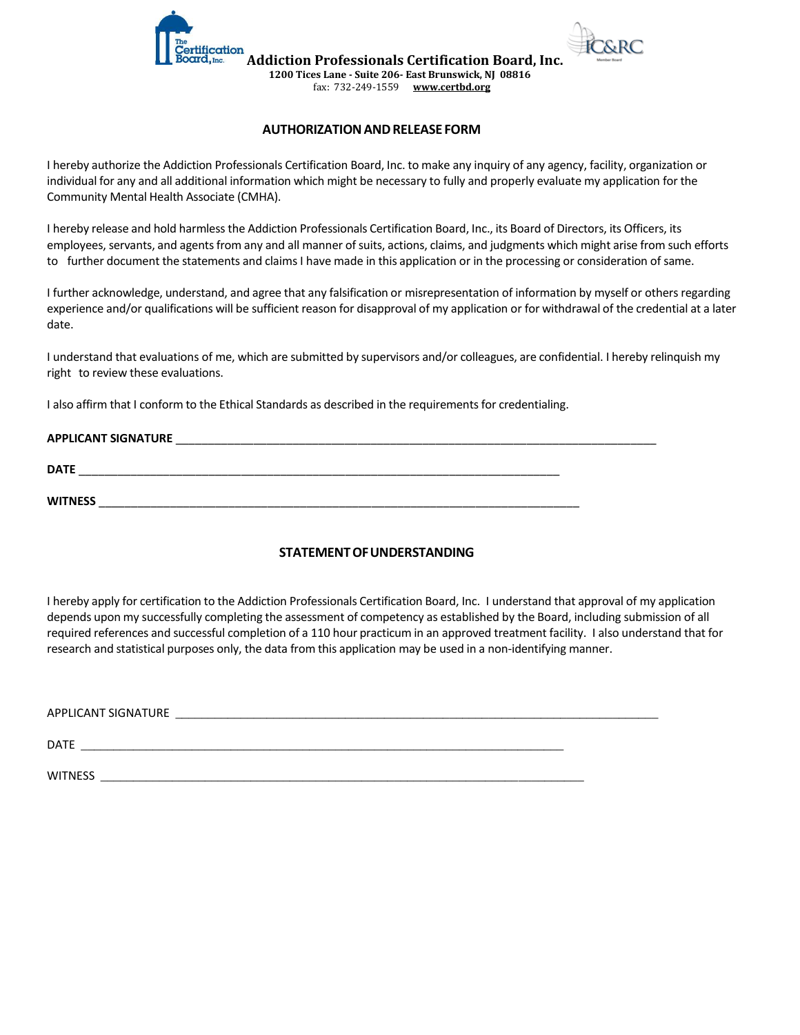**Addiction Professionals Certification Board, Inc.**
**1200 Tices Lane - Suite 206- East Brunswick, NJ 08816**
fax: 732-249-1559 **www.certbd.org**

## AUTHORIZATION AND RELEASE FORM

I hereby authorize the Addiction Professionals Certification Board, Inc. to make any inquiry of any agency, facility, organization or individual for any and all additional information which might be necessary to fully and properly evaluate my application for the Community Mental Health Associate (CMHA).

I hereby release and hold harmless the Addiction Professionals Certification Board, Inc., its Board of Directors, its Officers, its employees, servants, and agents from any and all manner of suits, actions, claims, and judgments which might arise from such efforts to further document the statements and claims I have made in this application or in the processing or consideration of same.

I further acknowledge, understand, and agree that any falsification or misrepresentation of information by myself or others regarding experience and/or qualifications will be sufficient reason for disapproval of my application or for withdrawal of the credential at a later date.

I understand that evaluations of me, which are submitted by supervisors and/or colleagues, are confidential. I hereby relinquish my right to review these evaluations.

I also affirm that I conform to the Ethical Standards as described in the requirements for credentialing.

**APPLICANT SIGNATURE** ______________________________________________

**DATE** ______________________________________________

**WITNESS** ______________________________________________

## STATEMENT OF UNDERSTANDING

I hereby apply for certification to the Addiction Professionals Certification Board, Inc. I understand that approval of my application depends upon my successfully completing the assessment of competency as established by the Board, including submission of all required references and successful completion of a 110 hour practicum in an approved treatment facility. I also understand that for research and statistical purposes only, the data from this application may be used in a non-identifying manner.

APPLICANT SIGNATURE ______________________________________________

DATE ______________________________________________

WITNESS ______________________________________________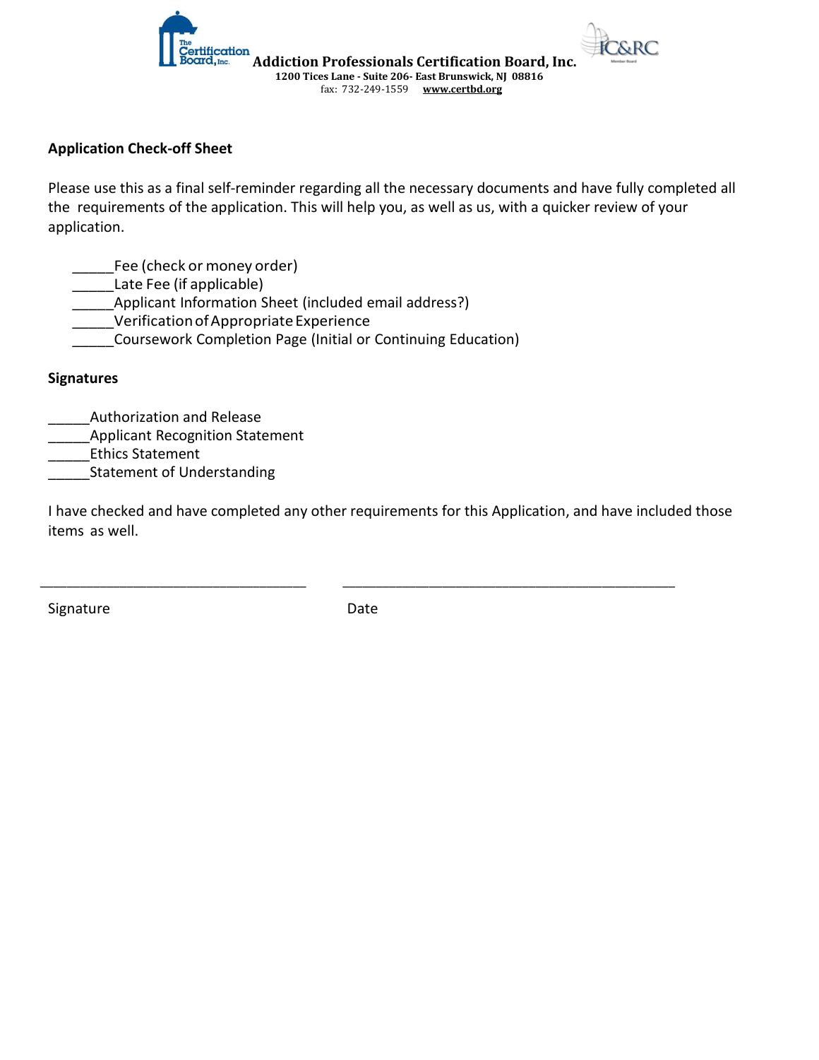**Addiction Professionals Certification Board, Inc.**
**1200 Tices Lane - Suite 206- East Brunswick, NJ 08816**
fax: 732-249-1559 **www.certbd.org**

**Application Check-off Sheet**

Please use this as a final self-reminder regarding all the necessary documents and have fully completed all the requirements of the application. This will help you, as well as us, with a quicker review of your application.

_____Fee (check or money order)
_____Late Fee (if applicable)
_____Applicant Information Sheet (included email address?)
_____Verification of Appropriate Experience
_____Coursework Completion Page (Initial or Continuing Education)

**Signatures**

_____Authorization and Release
_____Applicant Recognition Statement
_____Ethics Statement
_____Statement of Understanding

I have checked and have completed any other requirements for this Application, and have included those items as well.

___________________________________ _____________________________________________

Signature Date